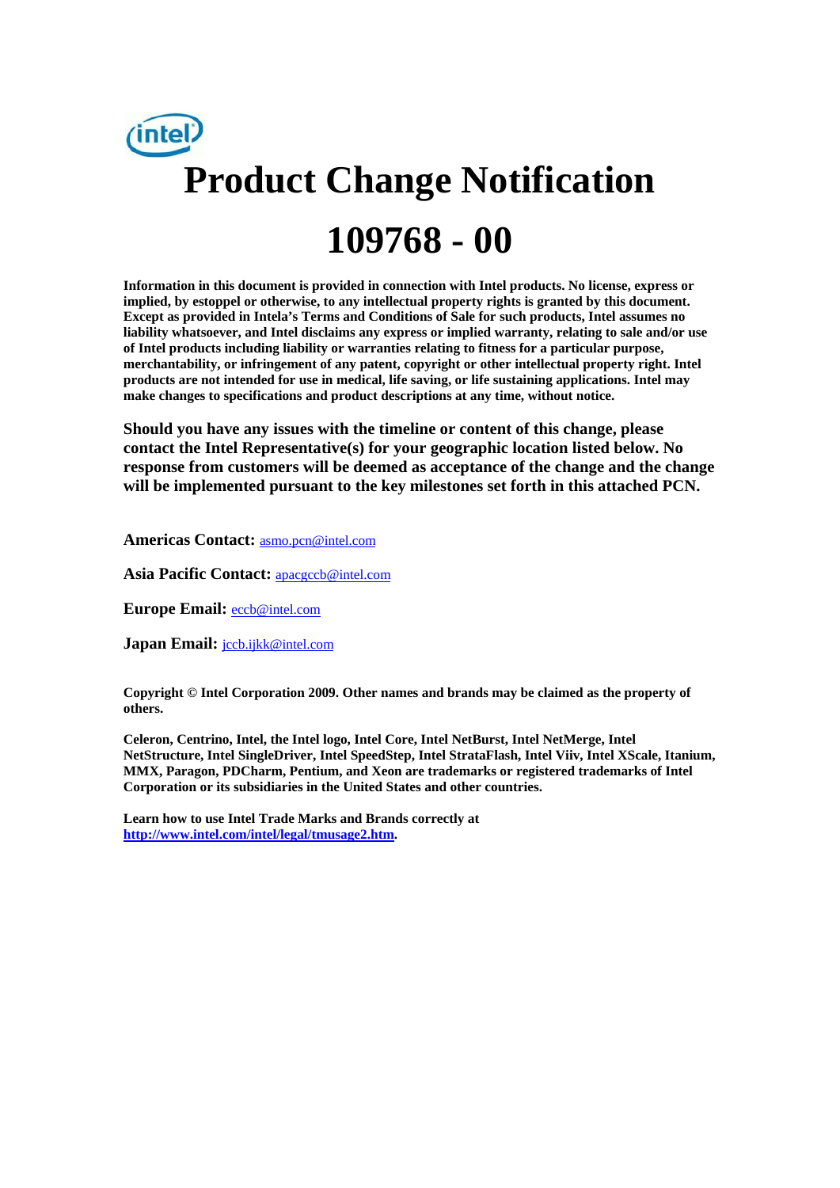# Product Change Notification

# 109768 - 00

**Information in this document is provided in connection with Intel products. No license, express or implied, by estoppel or otherwise, to any intellectual property rights is granted by this document. Except as provided in Intela's Terms and Conditions of Sale for such products, Intel assumes no liability whatsoever, and Intel disclaims any express or implied warranty, relating to sale and/or use of Intel products including liability or warranties relating to fitness for a particular purpose, merchantability, or infringement of any patent, copyright or other intellectual property right. Intel products are not intended for use in medical, life saving, or life sustaining applications. Intel may make changes to specifications and product descriptions at any time, without notice.**

**Should you have any issues with the timeline or content of this change, please contact the Intel Representative(s) for your geographic location listed below. No response from customers will be deemed as acceptance of the change and the change will be implemented pursuant to the key milestones set forth in this attached PCN.**

**Americas Contact:** asmo.pcn@intel.com

**Asia Pacific Contact:** apacgccb@intel.com

**Europe Email:** eccb@intel.com

**Japan Email:** jccb.ijkk@intel.com

**Copyright © Intel Corporation 2009. Other names and brands may be claimed as the property of others.**

**Celeron, Centrino, Intel, the Intel logo, Intel Core, Intel NetBurst, Intel NetMerge, Intel NetStructure, Intel SingleDriver, Intel SpeedStep, Intel StrataFlash, Intel Viiv, Intel XScale, Itanium, MMX, Paragon, PDCharm, Pentium, and Xeon are trademarks or registered trademarks of Intel Corporation or its subsidiaries in the United States and other countries.**

**Learn how to use Intel Trade Marks and Brands correctly at http://www.intel.com/intel/legal/tmusage2.htm.**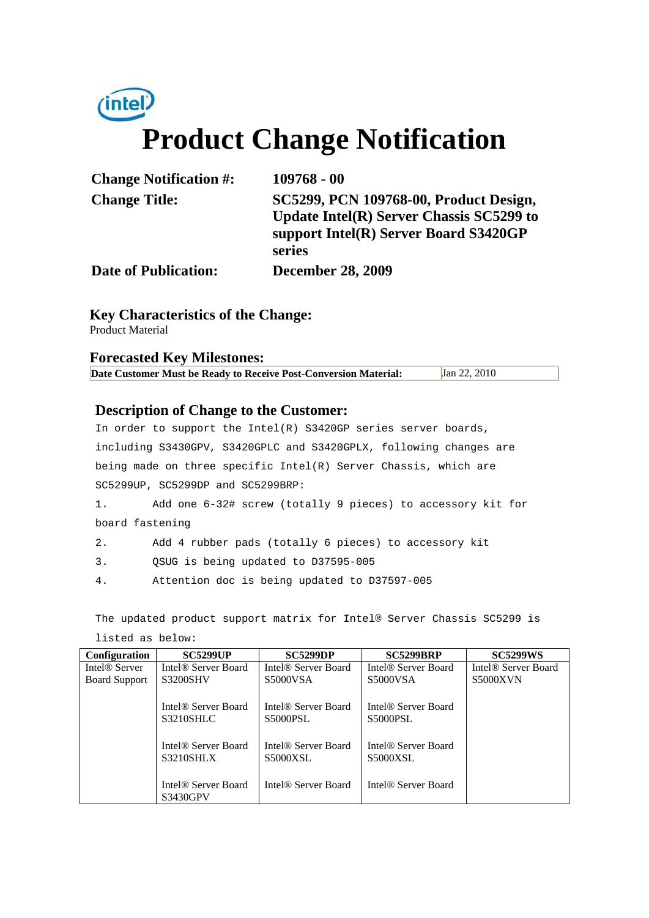(intel)

# Product Change Notification

| | |
|---|---|
| **Change Notification #:** | **109768 - 00** |
| **Change Title:** | **SC5299, PCN 109768-00, Product Design, Update Intel(R) Server Chassis SC5299 to support Intel(R) Server Board S3420GP series** |
| **Date of Publication:** | **December 28, 2009** |

## Key Characteristics of the Change:

Product Material

## Forecasted Key Milestones:

| | |
|---|---|
| **Date Customer Must be Ready to Receive Post-Conversion Material:** | Jan 22, 2010 |

## Description of Change to the Customer:

In order to support the Intel(R) S3420GP series server boards, including S3430GPV, S3420GPLC and S3420GPLX, following changes are being made on three specific Intel(R) Server Chassis, which are SC5299UP, SC5299DP and SC5299BRP:

1. Add one 6-32# screw (totally 9 pieces) to accessory kit for board fastening
2. Add 4 rubber pads (totally 6 pieces) to accessory kit
3. QSUG is being updated to D37595-005
4. Attention doc is being updated to D37597-005

The updated product support matrix for Intel® Server Chassis SC5299 is listed as below:

| Configuration | SC5299UP | SC5299DP | SC5299BRP | SC5299WS |
|---|---|---|---|---|
| Intel® Server Board Support | Intel® Server Board S3200SHV | Intel® Server Board S5000VSA | Intel® Server Board S5000VSA | Intel® Server Board S5000XVN |
| | Intel® Server Board S3210SHLC | Intel® Server Board S5000PSL | Intel® Server Board S5000PSL | |
| | Intel® Server Board S3210SHLX | Intel® Server Board S5000XSL | Intel® Server Board S5000XSL | |
| | Intel® Server Board S3430GPV | Intel® Server Board | Intel® Server Board | |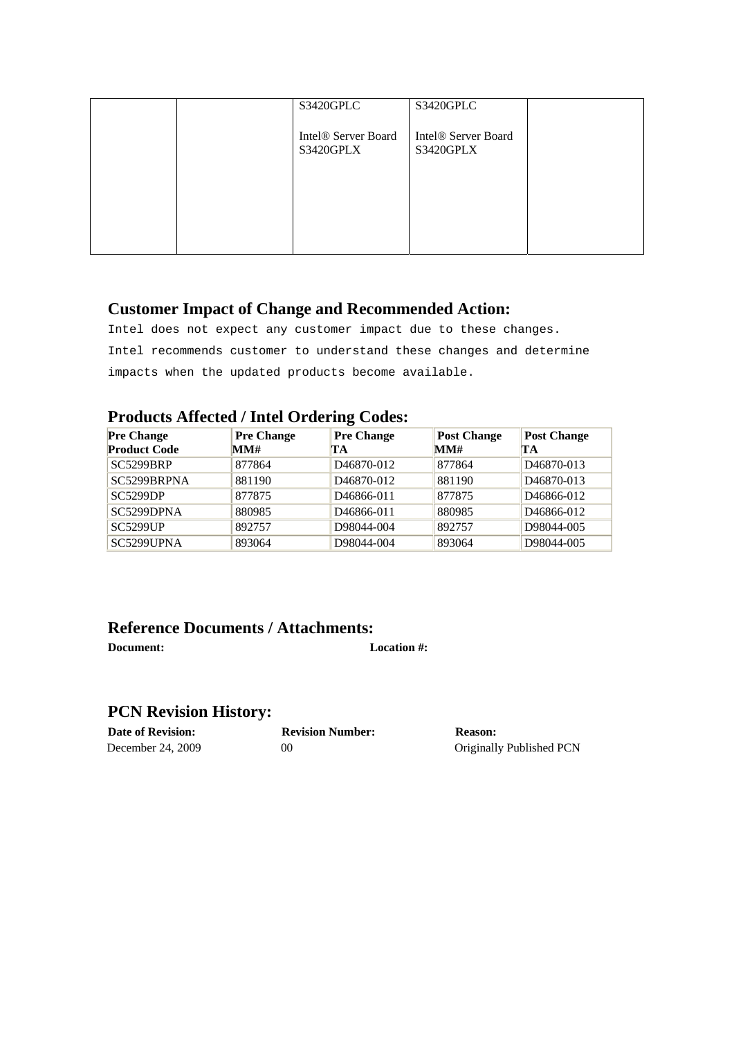| | | | | |
|---|---|---|---|---|
| | | S3420GPLC<br><br>Intel® Server Board S3420GPLX | S3420GPLC<br><br>Intel® Server Board S3420GPLX | |

## Customer Impact of Change and Recommended Action:

Intel does not expect any customer impact due to these changes.

Intel recommends customer to understand these changes and determine impacts when the updated products become available.

## Products Affected / Intel Ordering Codes:

| Pre Change Product Code | Pre Change MM# | Pre Change TA | Post Change MM# | Post Change TA |
|---|---|---|---|---|
| SC5299BRP | 877864 | D46870-012 | 877864 | D46870-013 |
| SC5299BRPNA | 881190 | D46870-012 | 881190 | D46870-013 |
| SC5299DP | 877875 | D46866-011 | 877875 | D46866-012 |
| SC5299DPNA | 880985 | D46866-011 | 880985 | D46866-012 |
| SC5299UP | 892757 | D98044-004 | 892757 | D98044-005 |
| SC5299UPNA | 893064 | D98044-004 | 893064 | D98044-005 |

## Reference Documents / Attachments:

**Document:** **Location #:**

## PCN Revision History:

| Date of Revision: | Revision Number: | Reason: |
|---|---|---|
| December 24, 2009 | 00 | Originally Published PCN |